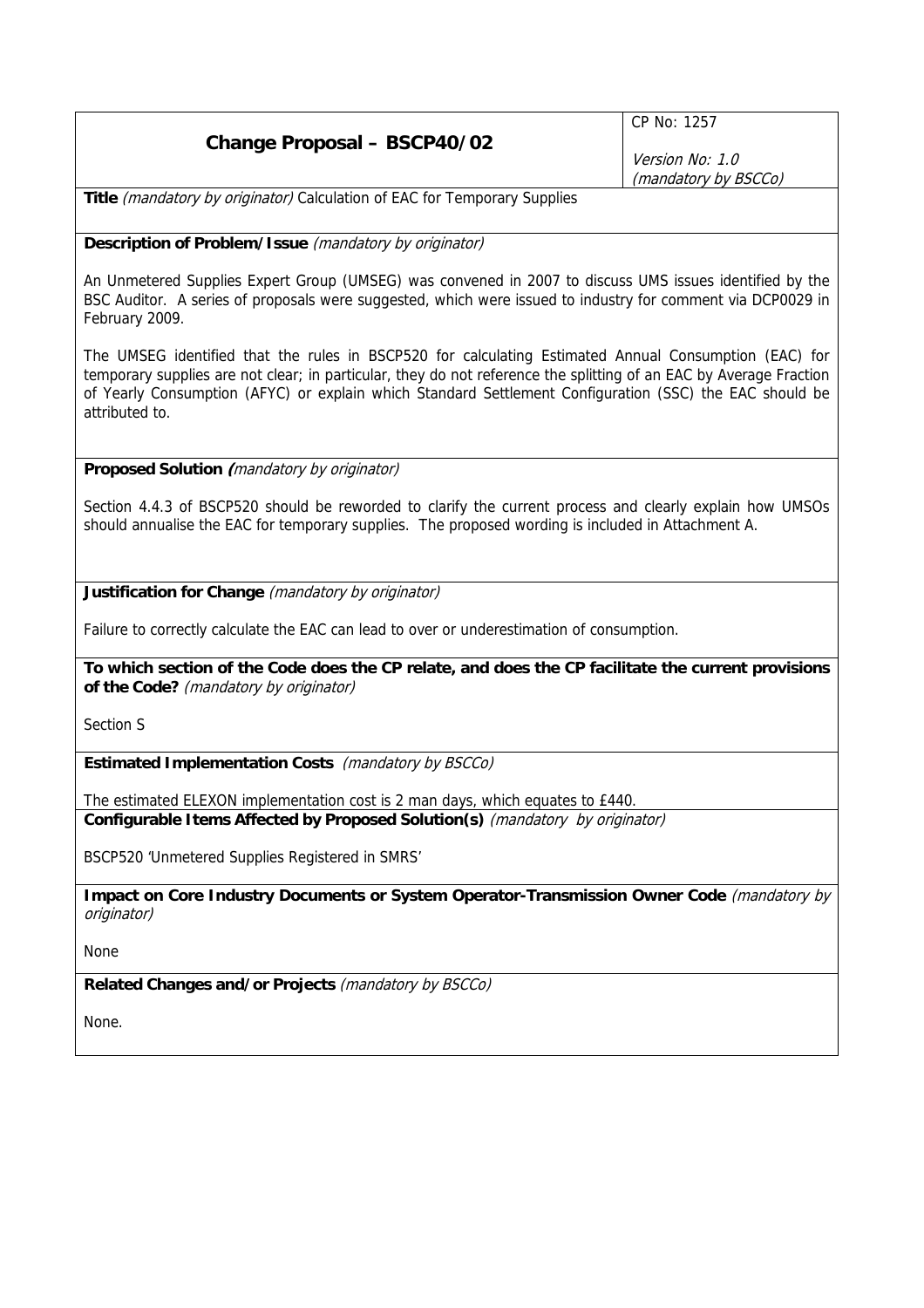| **Change Proposal – BSCP40/02** | CP No: 1257<br><br>*Version No: 1.0*<br>*(mandatory by BSCCo)* |
|---|---|

**Title** *(mandatory by originator)* Calculation of EAC for Temporary Supplies

**Description of Problem/Issue** *(mandatory by originator)*

An Unmetered Supplies Expert Group (UMSEG) was convened in 2007 to discuss UMS issues identified by the BSC Auditor. A series of proposals were suggested, which were issued to industry for comment via DCP0029 in February 2009.

The UMSEG identified that the rules in BSCP520 for calculating Estimated Annual Consumption (EAC) for temporary supplies are not clear; in particular, they do not reference the splitting of an EAC by Average Fraction of Yearly Consumption (AFYC) or explain which Standard Settlement Configuration (SSC) the EAC should be attributed to.

**Proposed Solution (***mandatory by originator)*

Section 4.4.3 of BSCP520 should be reworded to clarify the current process and clearly explain how UMSOs should annualise the EAC for temporary supplies. The proposed wording is included in Attachment A.

**Justification for Change** *(mandatory by originator)*

Failure to correctly calculate the EAC can lead to over or underestimation of consumption.

**To which section of the Code does the CP relate, and does the CP facilitate the current provisions of the Code?** *(mandatory by originator)*

Section S

**Estimated Implementation Costs** *(mandatory by BSCCo)*

The estimated ELEXON implementation cost is 2 man days, which equates to £440.

**Configurable Items Affected by Proposed Solution(s)** *(mandatory by originator)*

BSCP520 'Unmetered Supplies Registered in SMRS'

**Impact on Core Industry Documents or System Operator-Transmission Owner Code** *(mandatory by originator)*

None

**Related Changes and/or Projects** *(mandatory by BSCCo)*

None.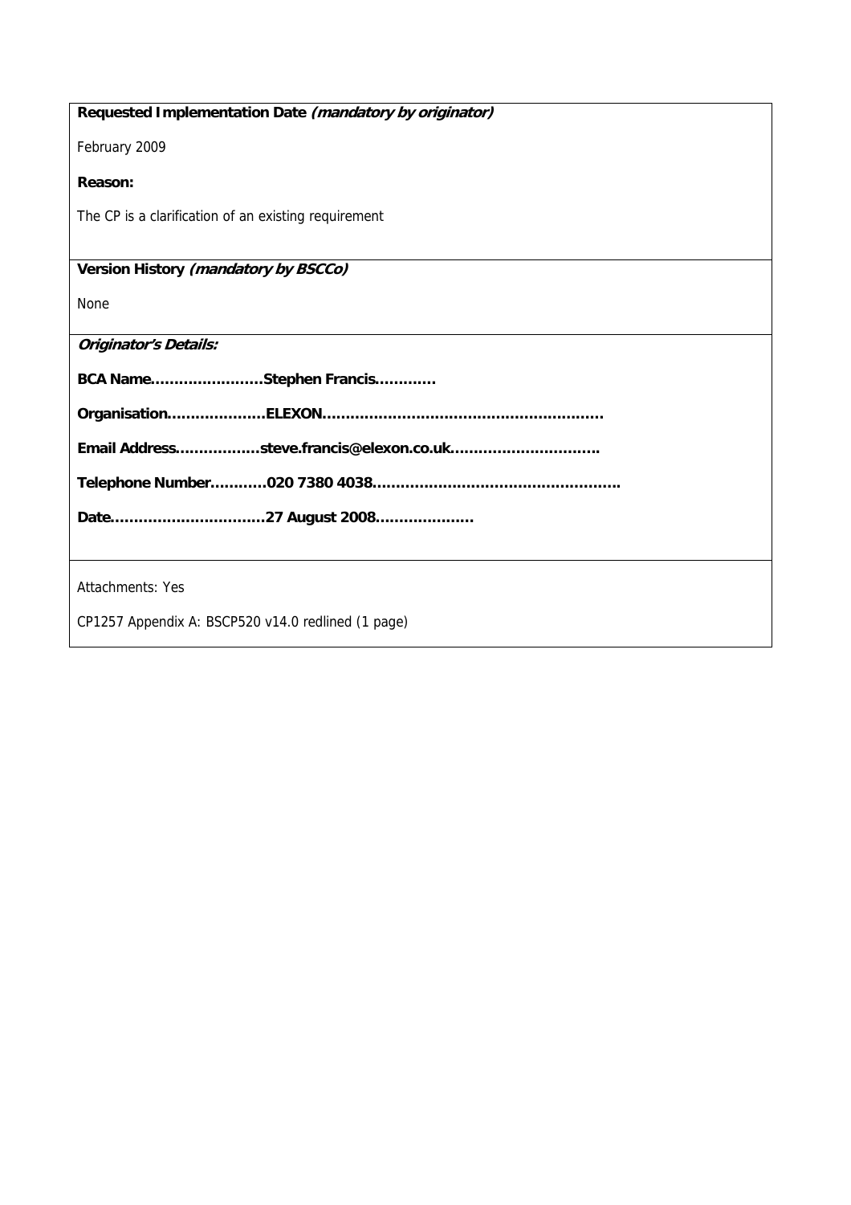**Requested Implementation Date *(mandatory by originator)***

February 2009

**Reason:**

The CP is a clarification of an existing requirement

**Version History *(mandatory by BSCCo)***

None

***Originator's Details:***

**BCA Name……………………Stephen Francis…………**

**Organisation………………..ELEXON…………………………………………………**

**Email Address………………steve.francis@elexon.co.uk………………………….**

**Telephone Number…………020 7380 4038…………………………………………….**

**Date……………………………27 August 2008…………………**

Attachments: Yes

CP1257 Appendix A: BSCP520 v14.0 redlined (1 page)